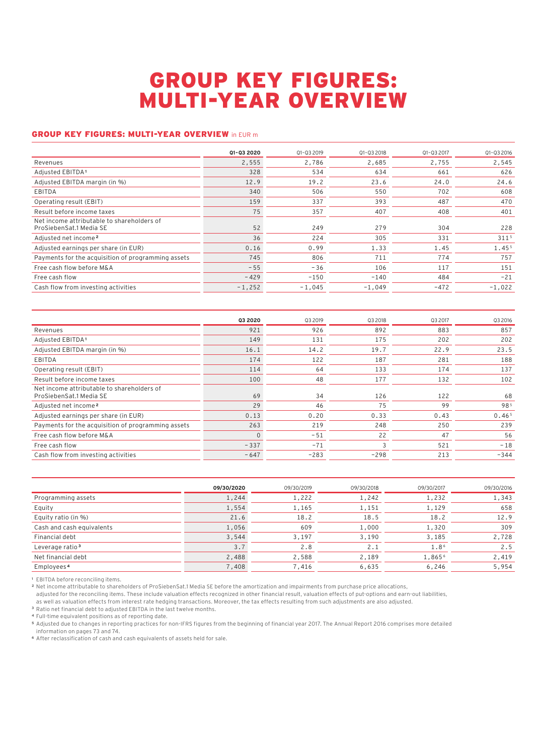# GROUP KEY FIGURES: MULTI-YEAR OVERVIEW

## GROUP KEY FIGURES: MULTI-YEAR OVERVIEW in EUR m

| | Q1–Q3 2020 | Q1–Q3 2019 | Q1–Q3 2018 | Q1–Q3 2017 | Q1–Q3 2016 |
|---|---|---|---|---|---|
| Revenues | 2,555 | 2,786 | 2,685 | 2,755 | 2,545 |
| Adjusted EBITDA[1] | 328 | 534 | 634 | 661 | 626 |
| Adjusted EBITDA margin (in %) | 12.9 | 19.2 | 23.6 | 24.0 | 24.6 |
| EBITDA | 340 | 506 | 550 | 702 | 608 |
| Operating result (EBIT) | 159 | 337 | 393 | 487 | 470 |
| Result before income taxes | 75 | 357 | 407 | 408 | 401 |
| Net income attributable to shareholders of ProSiebenSat.1 Media SE | 52 | 249 | 279 | 304 | 228 |
| Adjusted net income[2] | 36 | 224 | 305 | 331 | 311[5] |
| Adjusted earnings per share (in EUR) | 0.16 | 0.99 | 1.33 | 1.45 | 1.45[5] |
| Payments for the acquisition of programming assets | 745 | 806 | 711 | 774 | 757 |
| Free cash flow before M&A | −55 | −36 | 106 | 117 | 151 |
| Free cash flow | −429 | −150 | −140 | 484 | −21 |
| Cash flow from investing activities | −1,252 | −1,045 | −1,049 | −472 | −1,022 |

| | Q3 2020 | Q3 2019 | Q3 2018 | Q3 2017 | Q3 2016 |
|---|---|---|---|---|---|
| Revenues | 921 | 926 | 892 | 883 | 857 |
| Adjusted EBITDA[1] | 149 | 131 | 175 | 202 | 202 |
| Adjusted EBITDA margin (in %) | 16.1 | 14.2 | 19.7 | 22.9 | 23.5 |
| EBITDA | 174 | 122 | 187 | 281 | 188 |
| Operating result (EBIT) | 114 | 64 | 133 | 174 | 137 |
| Result before income taxes | 100 | 48 | 177 | 132 | 102 |
| Net income attributable to shareholders of ProSiebenSat.1 Media SE | 69 | 34 | 126 | 122 | 68 |
| Adjusted net income[2] | 29 | 46 | 75 | 99 | 98[5] |
| Adjusted earnings per share (in EUR) | 0.13 | 0.20 | 0.33 | 0.43 | 0.46[5] |
| Payments for the acquisition of programming assets | 263 | 219 | 248 | 250 | 239 |
| Free cash flow before M&A | 0 | −51 | 22 | 47 | 56 |
| Free cash flow | −337 | −71 | 3 | 521 | −18 |
| Cash flow from investing activities | −647 | −283 | −298 | 213 | −344 |

| | 09/30/2020 | 09/30/2019 | 09/30/2018 | 09/30/2017 | 09/30/2016 |
|---|---|---|---|---|---|
| Programming assets | 1,244 | 1,222 | 1,242 | 1,232 | 1,343 |
| Equity | 1,554 | 1,165 | 1,151 | 1,129 | 658 |
| Equity ratio (in %) | 21.6 | 18.2 | 18.5 | 18.2 | 12.9 |
| Cash and cash equivalents | 1,056 | 609 | 1,000 | 1,320 | 309 |
| Financial debt | 3,544 | 3,197 | 3,190 | 3,185 | 2,728 |
| Leverage ratio[3] | 3.7 | 2.8 | 2.1 | 1.8[6] | 2.5 |
| Net financial debt | 2,488 | 2,588 | 2,189 | 1,865[6] | 2,419 |
| Employees[4] | 7,408 | 7,416 | 6,635 | 6,246 | 5,954 |

[1] EBITDA before reconciling items.
[2] Net income attributable to shareholders of ProSiebenSat.1 Media SE before the amortization and impairments from purchase price allocations, adjusted for the reconciling items. These include valuation effects recognized in other financial result, valuation effects of put-options and earn-out liabilities, as well as valuation effects from interest rate hedging transactions. Moreover, the tax effects resulting from such adjustments are also adjusted.
[3] Ratio net financial debt to adjusted EBITDA in the last twelve months.
[4] Full-time equivalent positions as of reporting date.
[5] Adjusted due to changes in reporting practices for non-IFRS figures from the beginning of financial year 2017. The Annual Report 2016 comprises more detailed information on pages 73 and 74.
[6] After reclassification of cash and cash equivalents of assets held for sale.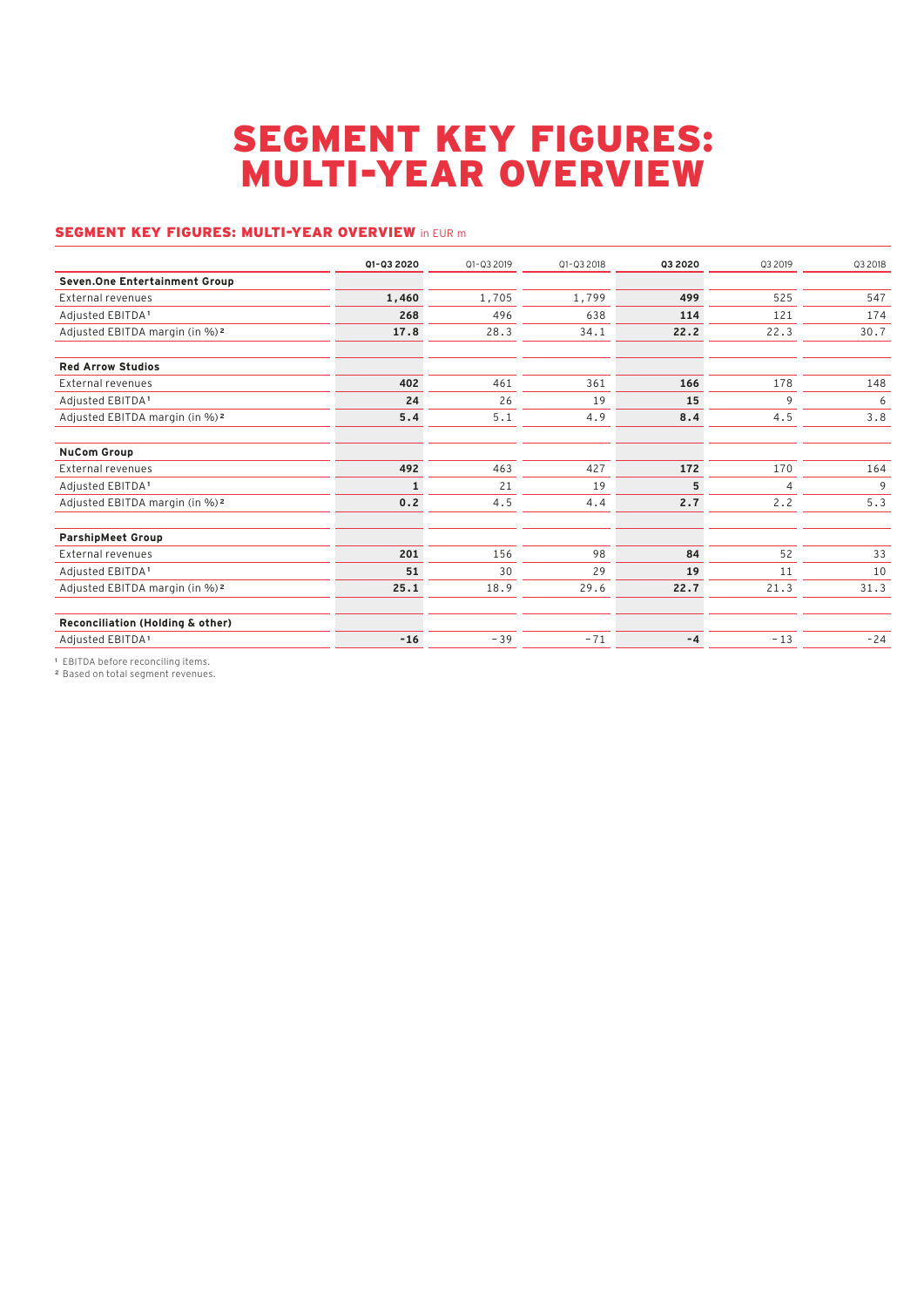# SEGMENT KEY FIGURES: MULTI-YEAR OVERVIEW

## SEGMENT KEY FIGURES: MULTI-YEAR OVERVIEW in EUR m

| | Q1–Q3 2020 | Q1–Q3 2019 | Q1–Q3 2018 | Q3 2020 | Q3 2019 | Q3 2018 |
|---|---|---|---|---|---|---|
| **Seven.One Entertainment Group** | | | | | | |
| External revenues | **1,460** | 1,705 | 1,799 | **499** | 525 | 547 |
| Adjusted EBITDA[1] | **268** | 496 | 638 | **114** | 121 | 174 |
| Adjusted EBITDA margin (in %)[2] | **17.8** | 28.3 | 34.1 | **22.2** | 22.3 | 30.7 |
| **Red Arrow Studios** | | | | | | |
| External revenues | **402** | 461 | 361 | **166** | 178 | 148 |
| Adjusted EBITDA[1] | **24** | 26 | 19 | **15** | 9 | 6 |
| Adjusted EBITDA margin (in %)[2] | **5.4** | 5.1 | 4.9 | **8.4** | 4.5 | 3.8 |
| **NuCom Group** | | | | | | |
| External revenues | **492** | 463 | 427 | **172** | 170 | 164 |
| Adjusted EBITDA[1] | **1** | 21 | 19 | **5** | 4 | 9 |
| Adjusted EBITDA margin (in %)[2] | **0.2** | 4.5 | 4.4 | **2.7** | 2.2 | 5.3 |
| **ParshipMeet Group** | | | | | | |
| External revenues | **201** | 156 | 98 | **84** | 52 | 33 |
| Adjusted EBITDA[1] | **51** | 30 | 29 | **19** | 11 | 10 |
| Adjusted EBITDA margin (in %)[2] | **25.1** | 18.9 | 29.6 | **22.7** | 21.3 | 31.3 |
| **Reconciliation (Holding & other)** | | | | | | |
| Adjusted EBITDA[1] | **-16** | -39 | -71 | **-4** | -13 | -24 |

[1] EBITDA before reconciling items.
[2] Based on total segment revenues.